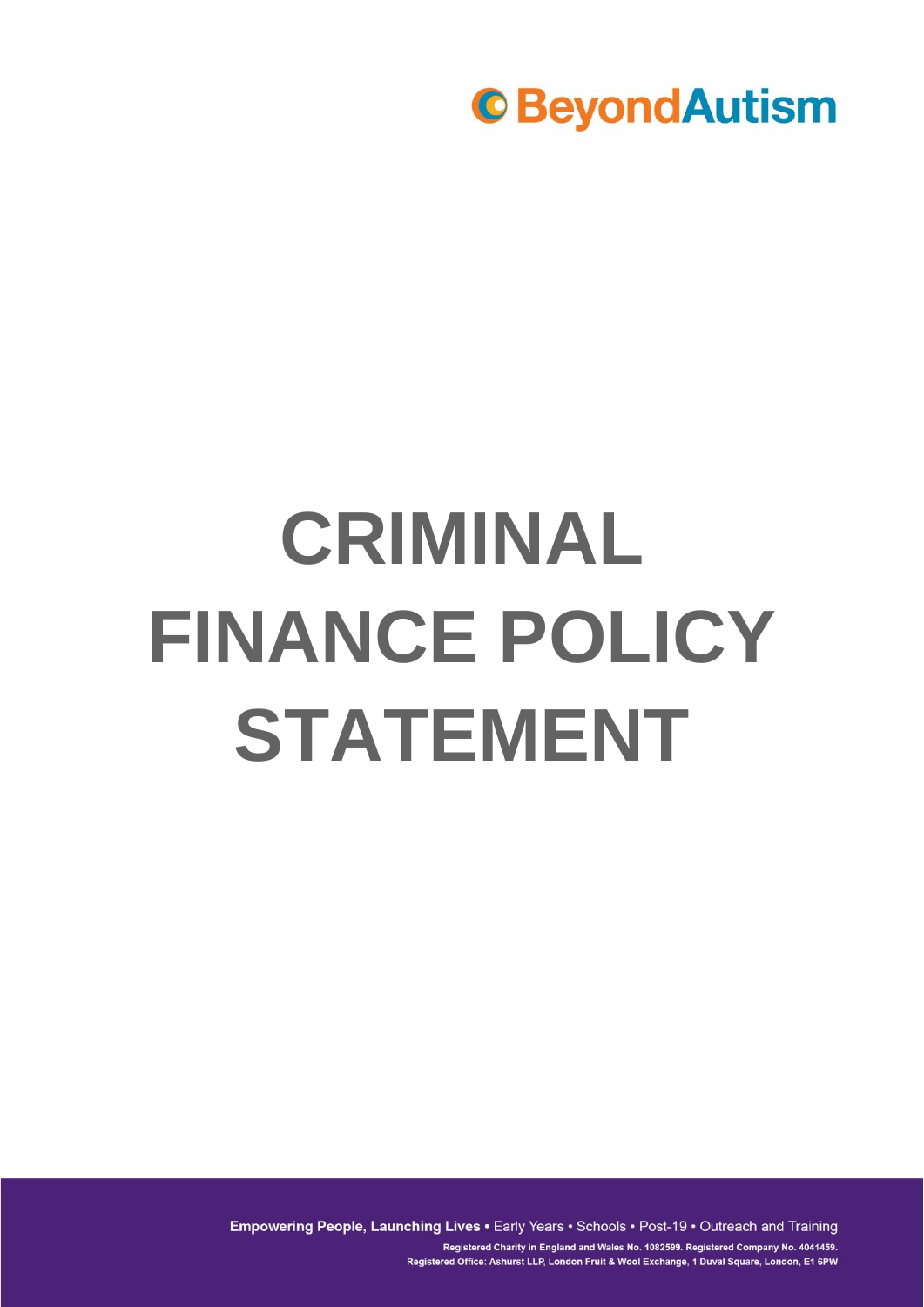BeyondAutism

# CRIMINAL FINANCE POLICY STATEMENT

**Empowering People, Launching Lives** • Early Years • Schools • Post-19 • Outreach and Training

Registered Charity in England and Wales No. 1082599. Registered Company No. 4041459.
Registered Office: Ashurst LLP, London Fruit & Wool Exchange, 1 Duval Square, London, E1 6PW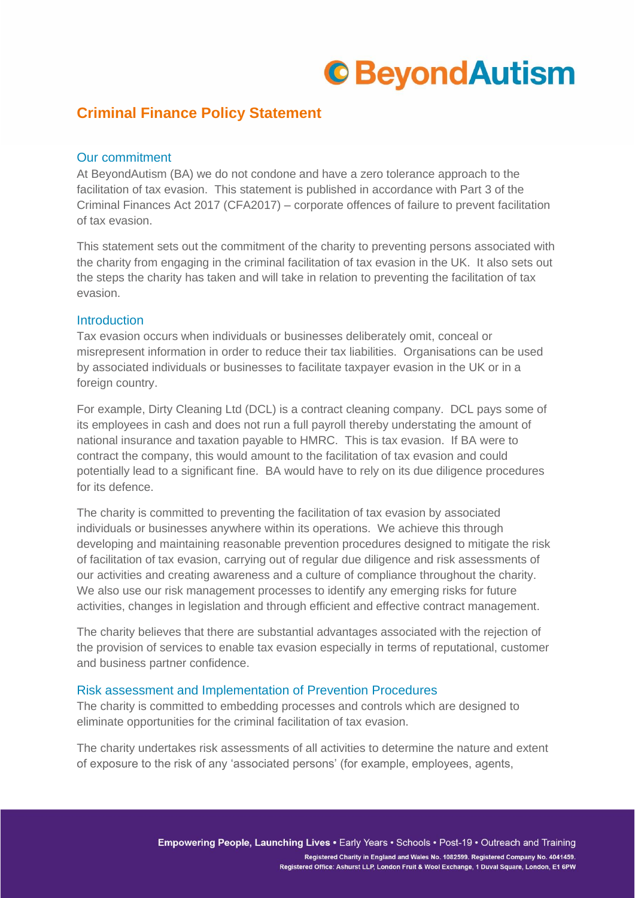# Criminal Finance Policy Statement

## Our commitment

At BeyondAutism (BA) we do not condone and have a zero tolerance approach to the facilitation of tax evasion. This statement is published in accordance with Part 3 of the Criminal Finances Act 2017 (CFA2017) – corporate offences of failure to prevent facilitation of tax evasion.

This statement sets out the commitment of the charity to preventing persons associated with the charity from engaging in the criminal facilitation of tax evasion in the UK. It also sets out the steps the charity has taken and will take in relation to preventing the facilitation of tax evasion.

## Introduction

Tax evasion occurs when individuals or businesses deliberately omit, conceal or misrepresent information in order to reduce their tax liabilities. Organisations can be used by associated individuals or businesses to facilitate taxpayer evasion in the UK or in a foreign country.

For example, Dirty Cleaning Ltd (DCL) is a contract cleaning company. DCL pays some of its employees in cash and does not run a full payroll thereby understating the amount of national insurance and taxation payable to HMRC. This is tax evasion. If BA were to contract the company, this would amount to the facilitation of tax evasion and could potentially lead to a significant fine. BA would have to rely on its due diligence procedures for its defence.

The charity is committed to preventing the facilitation of tax evasion by associated individuals or businesses anywhere within its operations. We achieve this through developing and maintaining reasonable prevention procedures designed to mitigate the risk of facilitation of tax evasion, carrying out of regular due diligence and risk assessments of our activities and creating awareness and a culture of compliance throughout the charity. We also use our risk management processes to identify any emerging risks for future activities, changes in legislation and through efficient and effective contract management.

The charity believes that there are substantial advantages associated with the rejection of the provision of services to enable tax evasion especially in terms of reputational, customer and business partner confidence.

## Risk assessment and Implementation of Prevention Procedures

The charity is committed to embedding processes and controls which are designed to eliminate opportunities for the criminal facilitation of tax evasion.

The charity undertakes risk assessments of all activities to determine the nature and extent of exposure to the risk of any 'associated persons' (for example, employees, agents,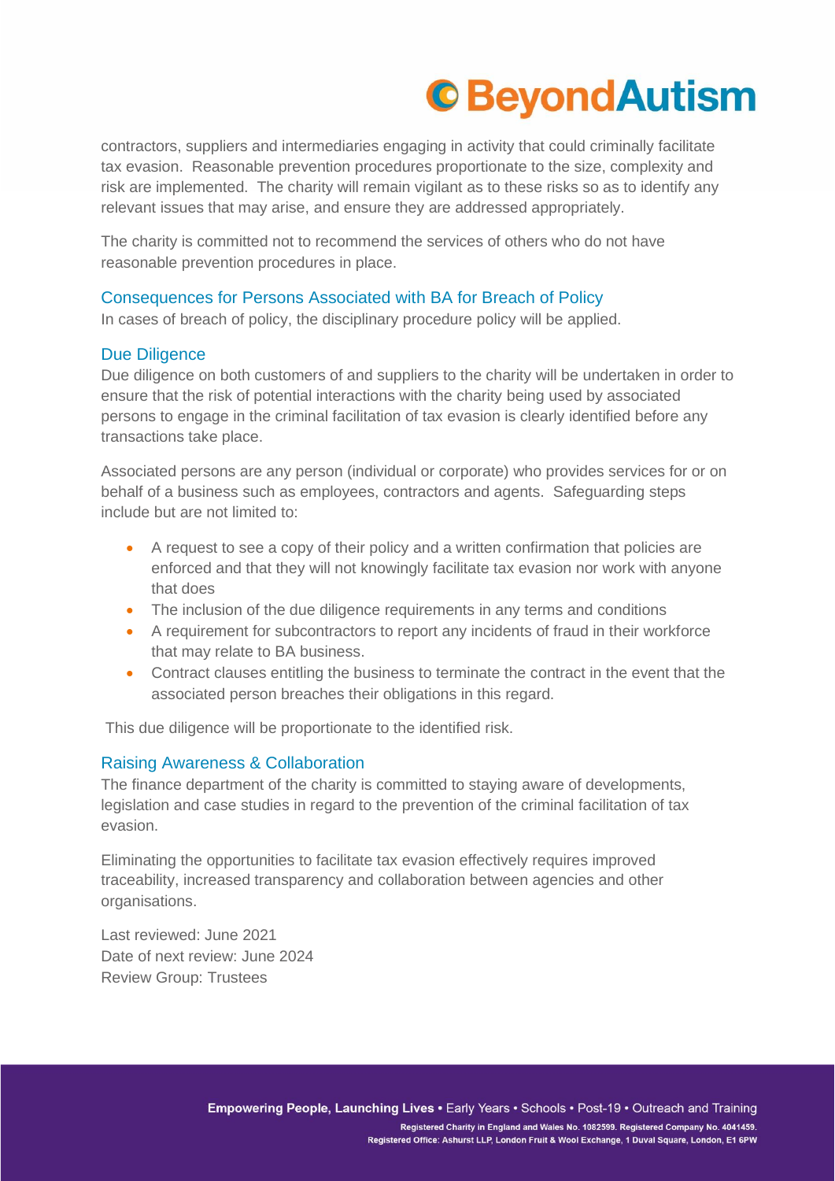contractors, suppliers and intermediaries engaging in activity that could criminally facilitate tax evasion. Reasonable prevention procedures proportionate to the size, complexity and risk are implemented. The charity will remain vigilant as to these risks so as to identify any relevant issues that may arise, and ensure they are addressed appropriately.

The charity is committed not to recommend the services of others who do not have reasonable prevention procedures in place.

## Consequences for Persons Associated with BA for Breach of Policy

In cases of breach of policy, the disciplinary procedure policy will be applied.

## Due Diligence

Due diligence on both customers of and suppliers to the charity will be undertaken in order to ensure that the risk of potential interactions with the charity being used by associated persons to engage in the criminal facilitation of tax evasion is clearly identified before any transactions take place.

Associated persons are any person (individual or corporate) who provides services for or on behalf of a business such as employees, contractors and agents. Safeguarding steps include but are not limited to:

- A request to see a copy of their policy and a written confirmation that policies are enforced and that they will not knowingly facilitate tax evasion nor work with anyone that does
- The inclusion of the due diligence requirements in any terms and conditions
- A requirement for subcontractors to report any incidents of fraud in their workforce that may relate to BA business.
- Contract clauses entitling the business to terminate the contract in the event that the associated person breaches their obligations in this regard.

This due diligence will be proportionate to the identified risk.

## Raising Awareness & Collaboration

The finance department of the charity is committed to staying aware of developments, legislation and case studies in regard to the prevention of the criminal facilitation of tax evasion.

Eliminating the opportunities to facilitate tax evasion effectively requires improved traceability, increased transparency and collaboration between agencies and other organisations.

Last reviewed: June 2021
Date of next review: June 2024
Review Group: Trustees